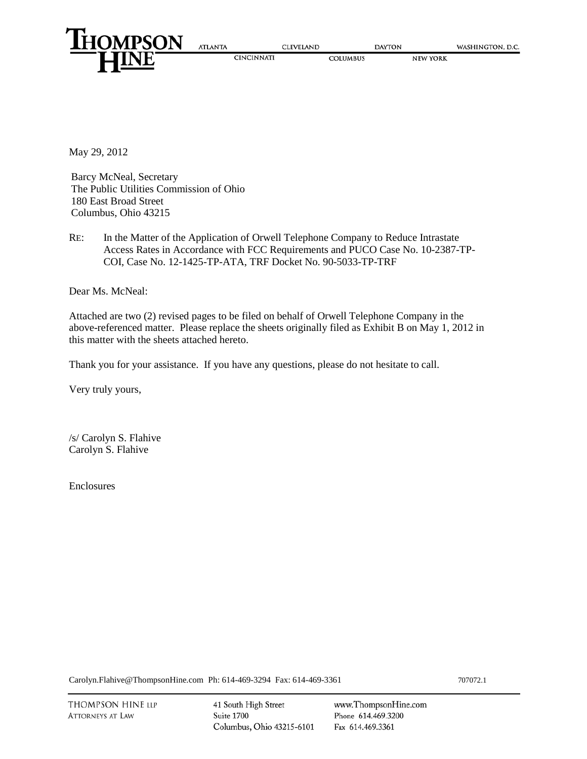THOMPSON HINE

ATLANTA CLEVELAND DAYTON WASHINGTON, D.C.
CINCINNATI COLUMBUS NEW YORK

May 29, 2012

Barcy McNeal, Secretary
The Public Utilities Commission of Ohio
180 East Broad Street
Columbus, Ohio 43215

RE: In the Matter of the Application of Orwell Telephone Company to Reduce Intrastate Access Rates in Accordance with FCC Requirements and PUCO Case No. 10-2387-TP-COI, Case No. 12-1425-TP-ATA, TRF Docket No. 90-5033-TP-TRF

Dear Ms. McNeal:

Attached are two (2) revised pages to be filed on behalf of Orwell Telephone Company in the above-referenced matter. Please replace the sheets originally filed as Exhibit B on May 1, 2012 in this matter with the sheets attached hereto.

Thank you for your assistance. If you have any questions, please do not hesitate to call.

Very truly yours,

/s/ Carolyn S. Flahive
Carolyn S. Flahive

Enclosures

Carolyn.Flahive@ThompsonHine.com Ph: 614-469-3294 Fax: 614-469-3361 707072.1

THOMPSON HINE LLP
ATTORNEYS AT LAW

41 South High Street
Suite 1700
Columbus, Ohio 43215-6101

www.ThompsonHine.com
Phone 614.469.3200
Fax 614.469.3361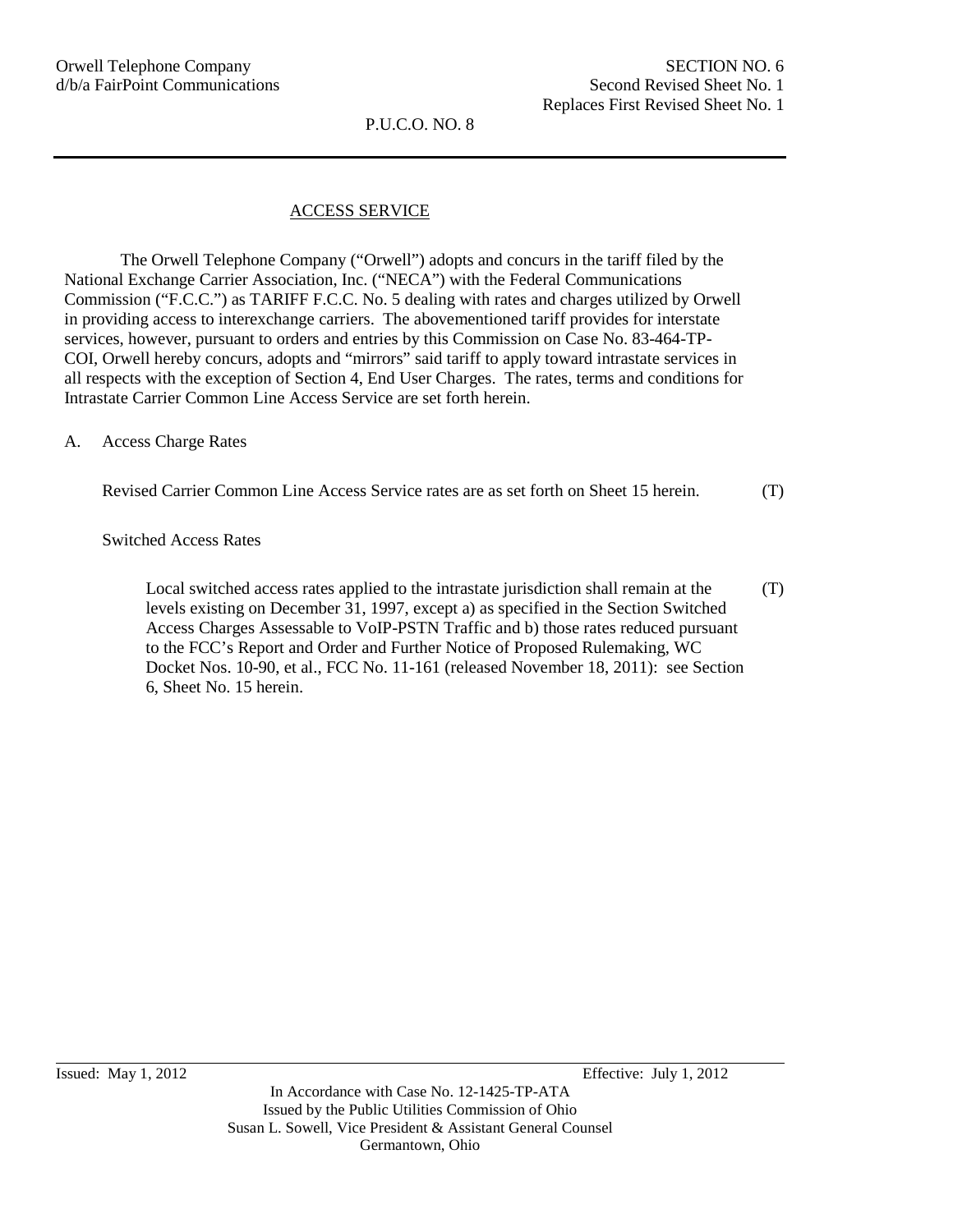Orwell Telephone Company
d/b/a FairPoint Communications

SECTION NO. 6
Second Revised Sheet No. 1
Replaces First Revised Sheet No. 1

P.U.C.O. NO. 8

## ACCESS SERVICE

The Orwell Telephone Company ("Orwell") adopts and concurs in the tariff filed by the National Exchange Carrier Association, Inc. ("NECA") with the Federal Communications Commission ("F.C.C.") as TARIFF F.C.C. No. 5 dealing with rates and charges utilized by Orwell in providing access to interexchange carriers. The abovementioned tariff provides for interstate services, however, pursuant to orders and entries by this Commission on Case No. 83-464-TP-COI, Orwell hereby concurs, adopts and "mirrors" said tariff to apply toward intrastate services in all respects with the exception of Section 4, End User Charges. The rates, terms and conditions for Intrastate Carrier Common Line Access Service are set forth herein.

A. Access Charge Rates

Revised Carrier Common Line Access Service rates are as set forth on Sheet 15 herein. (T)

Switched Access Rates

Local switched access rates applied to the intrastate jurisdiction shall remain at the levels existing on December 31, 1997, except a) as specified in the Section Switched Access Charges Assessable to VoIP-PSTN Traffic and b) those rates reduced pursuant to the FCC's Report and Order and Further Notice of Proposed Rulemaking, WC Docket Nos. 10-90, et al., FCC No. 11-161 (released November 18, 2011): see Section 6, Sheet No. 15 herein. (T)

Issued: May 1, 2012 Effective: July 1, 2012

In Accordance with Case No. 12-1425-TP-ATA
Issued by the Public Utilities Commission of Ohio
Susan L. Sowell, Vice President & Assistant General Counsel
Germantown, Ohio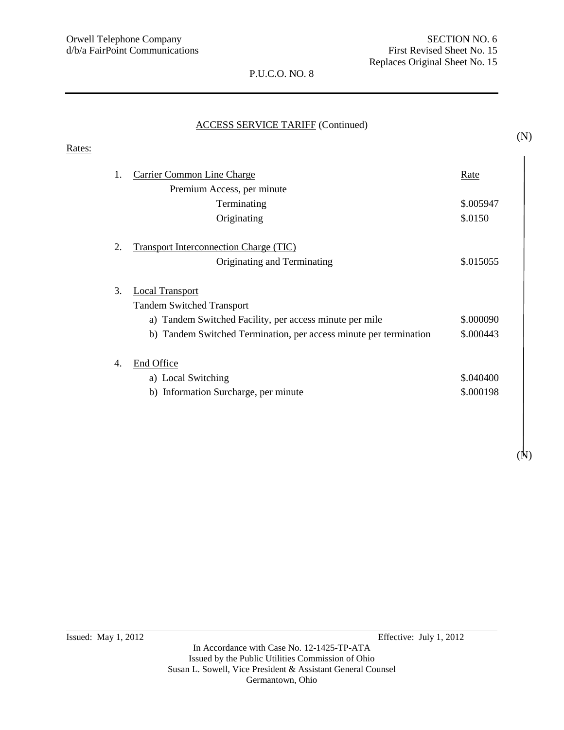Orwell Telephone Company
d/b/a FairPoint Communications

SECTION NO. 6
First Revised Sheet No. 15
Replaces Original Sheet No. 15

P.U.C.O. NO. 8

## ACCESS SERVICE TARIFF (Continued)

(N)

Rates:

| | | Rate |
|---|---|---|
| 1. | Carrier Common Line Charge | |
| | Premium Access, per minute | |
| | Terminating | $.005947 |
| | Originating | $.0150 |
| 2. | Transport Interconnection Charge (TIC) | |
| | Originating and Terminating | $.015055 |
| 3. | Local Transport | |
| | Tandem Switched Transport | |
| | a) Tandem Switched Facility, per access minute per mile | $.000090 |
| | b) Tandem Switched Termination, per access minute per termination | $.000443 |
| 4. | End Office | |
| | a) Local Switching | $.040400 |
| | b) Information Surcharge, per minute | $.000198 |

(N)

Issued: May 1, 2012 Effective: July 1, 2012

In Accordance with Case No. 12-1425-TP-ATA
Issued by the Public Utilities Commission of Ohio
Susan L. Sowell, Vice President & Assistant General Counsel
Germantown, Ohio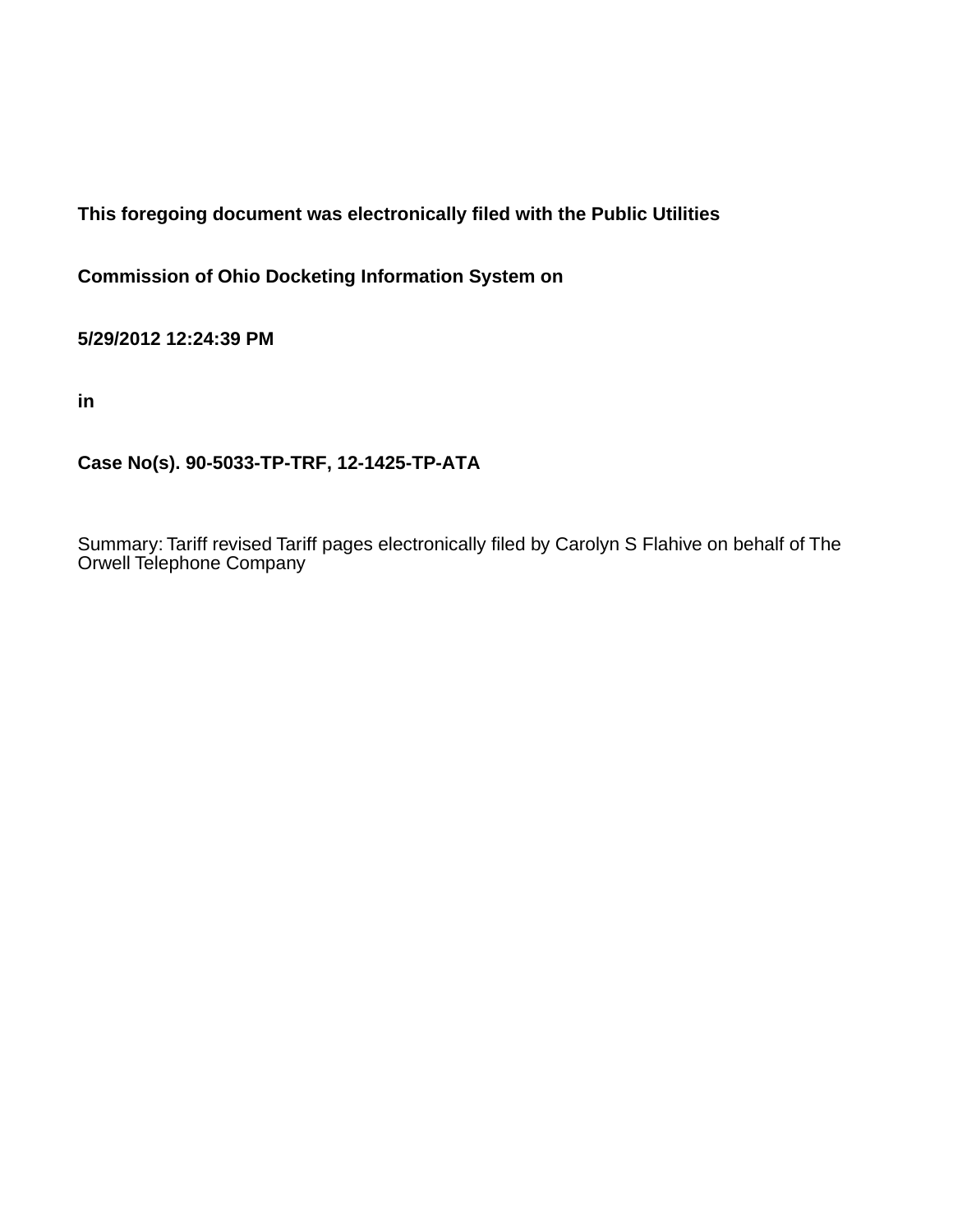**This foregoing document was electronically filed with the Public Utilities**

**Commission of Ohio Docketing Information System on**

**5/29/2012 12:24:39 PM**

**in**

**Case No(s). 90-5033-TP-TRF, 12-1425-TP-ATA**

Summary: Tariff revised Tariff pages electronically filed by Carolyn S Flahive on behalf of The Orwell Telephone Company